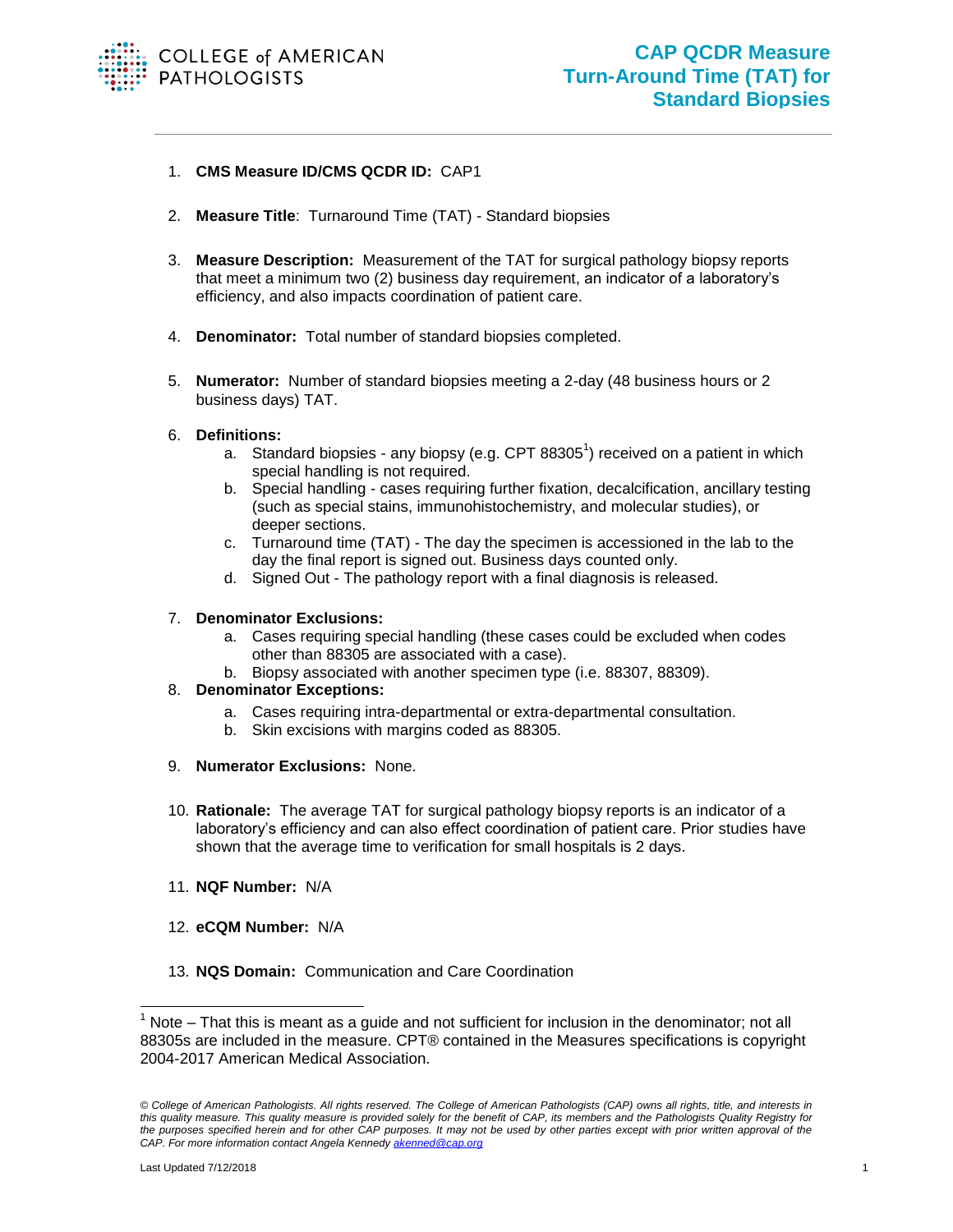# CAP QCDR Measure Turn-Around Time (TAT) for Standard Biopsies

1. **CMS Measure ID/CMS QCDR ID:** CAP1

2. **Measure Title**: Turnaround Time (TAT) - Standard biopsies

3. **Measure Description:** Measurement of the TAT for surgical pathology biopsy reports that meet a minimum two (2) business day requirement, an indicator of a laboratory's efficiency, and also impacts coordination of patient care.

4. **Denominator:** Total number of standard biopsies completed.

5. **Numerator:** Number of standard biopsies meeting a 2-day (48 business hours or 2 business days) TAT.

6. **Definitions:**
   a. Standard biopsies - any biopsy (e.g. CPT 88305[1]) received on a patient in which special handling is not required.
   b. Special handling - cases requiring further fixation, decalcification, ancillary testing (such as special stains, immunohistochemistry, and molecular studies), or deeper sections.
   c. Turnaround time (TAT) - The day the specimen is accessioned in the lab to the day the final report is signed out. Business days counted only.
   d. Signed Out - The pathology report with a final diagnosis is released.

7. **Denominator Exclusions:**
   a. Cases requiring special handling (these cases could be excluded when codes other than 88305 are associated with a case).
   b. Biopsy associated with another specimen type (i.e. 88307, 88309).

8. **Denominator Exceptions:**
   a. Cases requiring intra-departmental or extra-departmental consultation.
   b. Skin excisions with margins coded as 88305.

9. **Numerator Exclusions:** None.

10. **Rationale:** The average TAT for surgical pathology biopsy reports is an indicator of a laboratory's efficiency and can also effect coordination of patient care. Prior studies have shown that the average time to verification for small hospitals is 2 days.

11. **NQF Number:** N/A

12. **eCQM Number:** N/A

13. **NQS Domain:** Communication and Care Coordination

[1] Note – That this is meant as a guide and not sufficient for inclusion in the denominator; not all 88305s are included in the measure. CPT® contained in the Measures specifications is copyright 2004-2017 American Medical Association.

*© College of American Pathologists. All rights reserved. The College of American Pathologists (CAP) owns all rights, title, and interests in this quality measure. This quality measure is provided solely for the benefit of CAP, its members and the Pathologists Quality Registry for the purposes specified herein and for other CAP purposes. It may not be used by other parties except with prior written approval of the CAP. For more information contact Angela Kennedy akenned@cap.org*

Last Updated 7/12/2018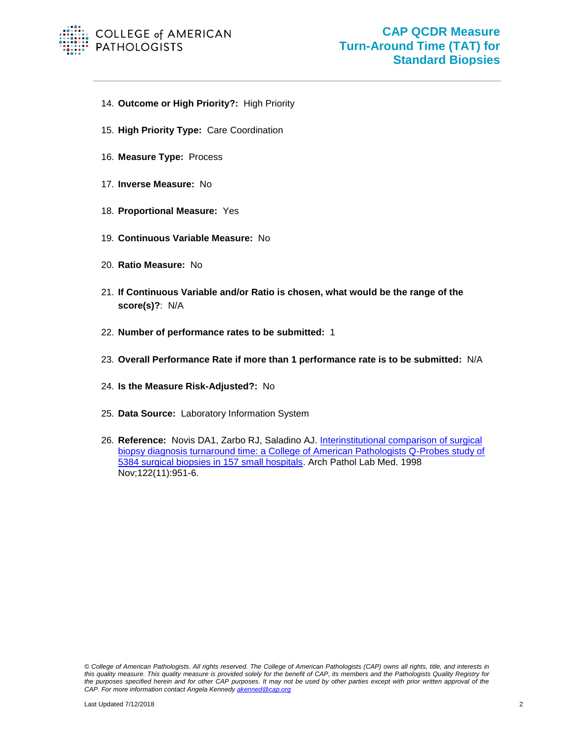14. **Outcome or High Priority?:** High Priority

15. **High Priority Type:** Care Coordination

16. **Measure Type:** Process

17. **Inverse Measure:** No

18. **Proportional Measure:** Yes

19. **Continuous Variable Measure:** No

20. **Ratio Measure:** No

21. **If Continuous Variable and/or Ratio is chosen, what would be the range of the score(s)?**: N/A

22. **Number of performance rates to be submitted:** 1

23. **Overall Performance Rate if more than 1 performance rate is to be submitted:** N/A

24. **Is the Measure Risk-Adjusted?:** No

25. **Data Source:** Laboratory Information System

26. **Reference:** Novis DA1, Zarbo RJ, Saladino AJ. Interinstitutional comparison of surgical biopsy diagnosis turnaround time: a College of American Pathologists Q-Probes study of 5384 surgical biopsies in 157 small hospitals. Arch Pathol Lab Med. 1998 Nov;122(11):951-6.

*© College of American Pathologists. All rights reserved. The College of American Pathologists (CAP) owns all rights, title, and interests in this quality measure. This quality measure is provided solely for the benefit of CAP, its members and the Pathologists Quality Registry for the purposes specified herein and for other CAP purposes. It may not be used by other parties except with prior written approval of the CAP. For more information contact Angela Kennedy akenned@cap.org*

Last Updated 7/12/2018